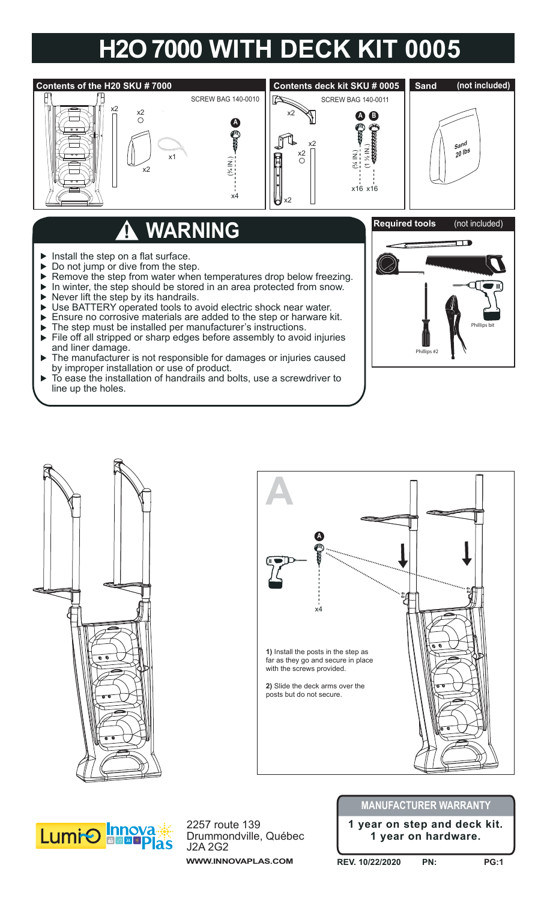# H2O 7000 WITH DECK KIT 0005

**Contents of the H20 SKU # 7000**

SCREW BAG 140-0010

x2 x2 x1 x2

A (¾ IN.) x4

**Contents deck kit SKU # 0005**

SCREW BAG 140-0011

x2 x2 x2 x2

A B (¾ IN.) (1 ½ IN.) x16 x16

**Sand** (not included)

Sand 20 lbs

## WARNING

- Install the step on a flat surface.
- Do not jump or dive from the step.
- Remove the step from water when temperatures drop below freezing.
- In winter, the step should be stored in an area protected from snow.
- Never lift the step by its handrails.
- Use BATTERY operated tools to avoid electric shock near water.
- Ensure no corrosive materials are added to the step or harware kit.
- The step must be installed per manufacturer's instructions.
- File off all stripped or sharp edges before assembly to avoid injuries and liner damage.
- The manufacturer is not responsible for damages or injuries caused by improper installation or use of product.
- To ease the installation of handrails and bolts, use a screwdriver to line up the holes.

**Required tools** (not included)

Phillips #2

Phillips bit

## A

A x4

**1)** Install the posts in the step as far as they go and secure in place with the screws provided.

**2)** Slide the deck arms over the posts but do not secure.

Lumi-O Innova Plas

2257 route 139
Drummondville, Québec
J2A 2G2

**WWW.INNOVAPLAS.COM**

**MANUFACTURER WARRANTY**

**1 year on step and deck kit.**
**1 year on hardware.**

**REV. 10/22/2020** **PN:**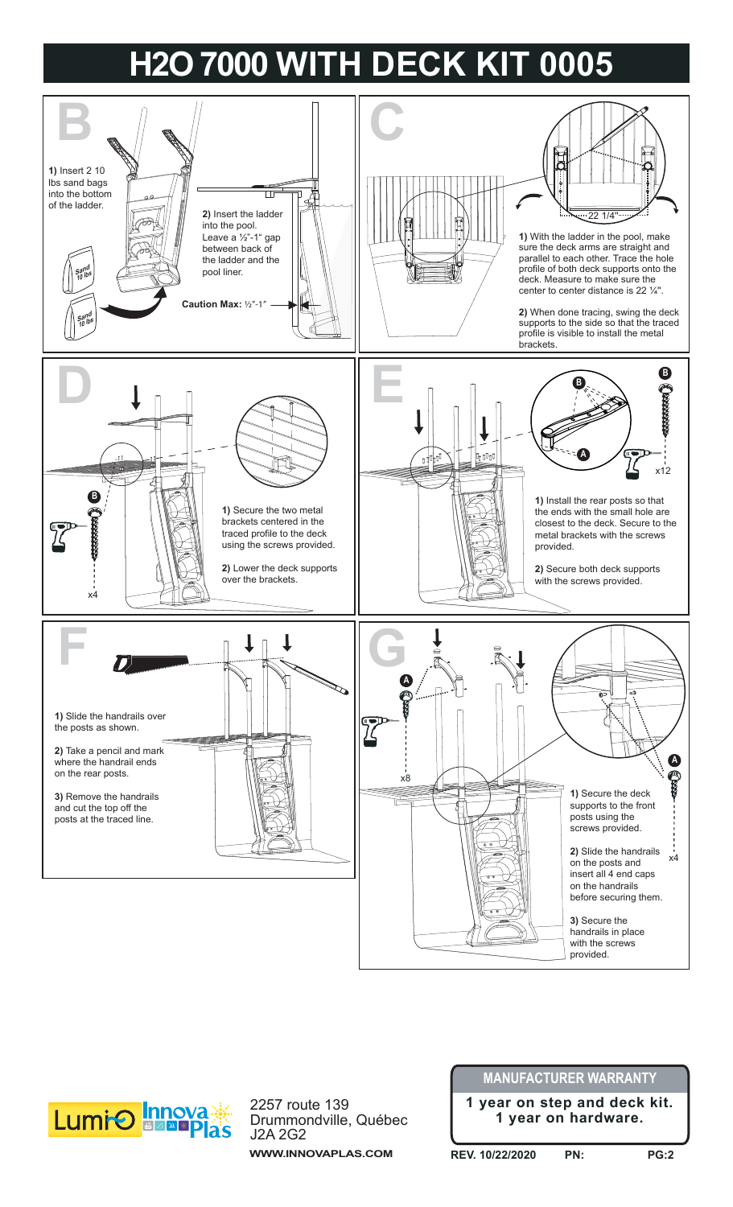# H2O 7000 WITH DECK KIT 0005

## B

**1)** Insert 2 10 lbs sand bags into the bottom of the ladder.

Sand 10 lbs

Sand 10 lbs

**2)** Insert the ladder into the pool. Leave a ½"-1" gap between back of the ladder and the pool liner.

**Caution Max:** ½"-1"

## C

22 1/4"

**1)** With the ladder in the pool, make sure the deck arms are straight and parallel to each other. Trace the hole profile of both deck supports onto the deck. Measure to make sure the center to center distance is 22 ¼".

**2)** When done tracing, swing the deck supports to the side so that the traced profile is visible to install the metal brackets.

## D

B

x4

**1)** Secure the two metal brackets centered in the traced profile to the deck using the screws provided.

**2)** Lower the deck supports over the brackets.

## E

B

A

B

x12

**1)** Install the rear posts so that the ends with the small hole are closest to the deck. Secure to the metal brackets with the screws provided.

**2)** Secure both deck supports with the screws provided.

## F

**1)** Slide the handrails over the posts as shown.

**2)** Take a pencil and mark where the handrail ends on the rear posts.

**3)** Remove the handrails and cut the top off the posts at the traced line.

## G

A

x8

A

x4

**1)** Secure the deck supports to the front posts using the screws provided.

**2)** Slide the handrails on the posts and insert all 4 end caps on the handrails before securing them.

**3)** Secure the handrails in place with the screws provided.

Lumi-O Innova Plas

2257 route 139
Drummondville, Québec
J2A 2G2

**WWW.INNOVAPLAS.COM**

**MANUFACTURER WARRANTY**

**1 year on step and deck kit.**
**1 year on hardware.**

REV. 10/22/2020 PN: PG:2